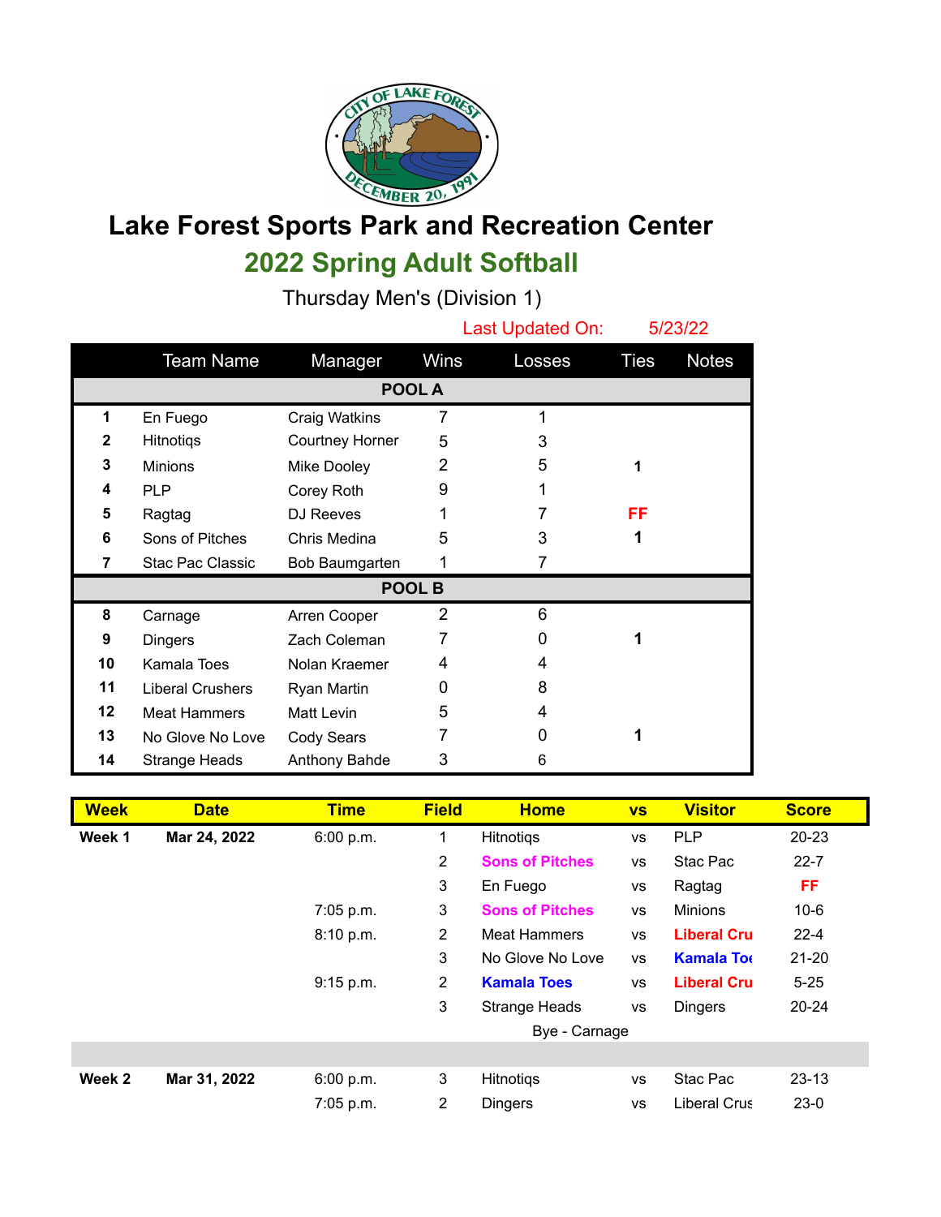# Lake Forest Sports Park and Recreation Center

## 2022 Spring Adult Softball

### Thursday Men's (Division 1)

Last Updated On: 5/23/22

| | Team Name | Manager | Wins | Losses | Ties | Notes |
|---|---|---|---|---|---|---|
| | | | **POOL A** | | | |
| **1** | En Fuego | Craig Watkins | 7 | 1 | | |
| **2** | Hitnotiqs | Courtney Horner | 5 | 3 | | |
| **3** | Minions | Mike Dooley | 2 | 5 | **1** | |
| **4** | PLP | Corey Roth | 9 | 1 | | |
| **5** | Ragtag | DJ Reeves | 1 | 7 | **FF** | |
| **6** | Sons of Pitches | Chris Medina | 5 | 3 | **1** | |
| **7** | Stac Pac Classic | Bob Baumgarten | 1 | 7 | | |
| | | | **POOL B** | | | |
| **8** | Carnage | Arren Cooper | 2 | 6 | | |
| **9** | Dingers | Zach Coleman | 7 | 0 | **1** | |
| **10** | Kamala Toes | Nolan Kraemer | 4 | 4 | | |
| **11** | Liberal Crushers | Ryan Martin | 0 | 8 | | |
| **12** | Meat Hammers | Matt Levin | 5 | 4 | | |
| **13** | No Glove No Love | Cody Sears | 7 | 0 | **1** | |
| **14** | Strange Heads | Anthony Bahde | 3 | 6 | | |

| Week | Date | Time | Field | Home | vs | Visitor | Score |
|---|---|---|---|---|---|---|---|
| **Week 1** | **Mar 24, 2022** | 6:00 p.m. | 1 | Hitnotiqs | vs | PLP | 20-23 |
| | | | 2 | **Sons of Pitches** | vs | Stac Pac | 22-7 |
| | | | 3 | En Fuego | vs | Ragtag | **FF** |
| | | 7:05 p.m. | 3 | **Sons of Pitches** | vs | Minions | 10-6 |
| | | 8:10 p.m. | 2 | Meat Hammers | vs | **Liberal Cru** | 22-4 |
| | | | 3 | No Glove No Love | vs | **Kamala Toe** | 21-20 |
| | | 9:15 p.m. | 2 | **Kamala Toes** | vs | **Liberal Cru** | 5-25 |
| | | | 3 | Strange Heads | vs | Dingers | 20-24 |
| | | | | Bye - Carnage | | | |
| | | | | | | | |
| **Week 2** | **Mar 31, 2022** | 6:00 p.m. | 3 | Hitnotiqs | vs | Stac Pac | 23-13 |
| | | 7:05 p.m. | 2 | Dingers | vs | Liberal Crus | 23-0 |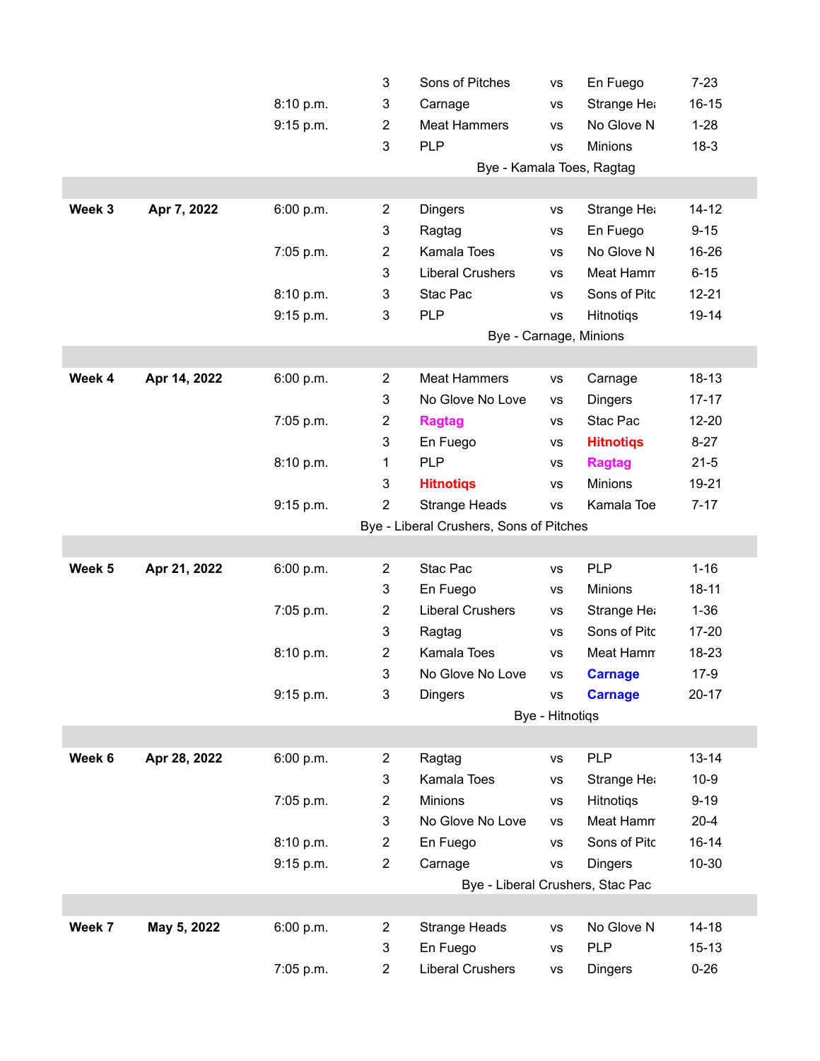| Week | Date | Time | Field | Team | | Team | Score |
|---|---|---|---|---|---|---|---|
| | | | 3 | Sons of Pitches | vs | En Fuego | 7-23 |
| | | 8:10 p.m. | 3 | Carnage | vs | Strange Hea | 16-15 |
| | | 9:15 p.m. | 2 | Meat Hammers | vs | No Glove N | 1-28 |
| | | | 3 | PLP | vs | Minions | 18-3 |
| | | | | Bye - Kamala Toes, Ragtag | | | |
| | | | | | | | |
| **Week 3** | **Apr 7, 2022** | 6:00 p.m. | 2 | Dingers | vs | Strange Hea | 14-12 |
| | | | 3 | Ragtag | vs | En Fuego | 9-15 |
| | | 7:05 p.m. | 2 | Kamala Toes | vs | No Glove N | 16-26 |
| | | | 3 | Liberal Crushers | vs | Meat Hamm | 6-15 |
| | | 8:10 p.m. | 3 | Stac Pac | vs | Sons of Pitc | 12-21 |
| | | 9:15 p.m. | 3 | PLP | vs | Hitnotiqs | 19-14 |
| | | | | Bye - Carnage, Minions | | | |
| | | | | | | | |
| **Week 4** | **Apr 14, 2022** | 6:00 p.m. | 2 | Meat Hammers | vs | Carnage | 18-13 |
| | | | 3 | No Glove No Love | vs | Dingers | 17-17 |
| | | 7:05 p.m. | 2 | **Ragtag** | vs | Stac Pac | 12-20 |
| | | | 3 | En Fuego | vs | **Hitnotiqs** | 8-27 |
| | | 8:10 p.m. | 1 | PLP | vs | **Ragtag** | 21-5 |
| | | | 3 | **Hitnotiqs** | vs | Minions | 19-21 |
| | | 9:15 p.m. | 2 | Strange Heads | vs | Kamala Toe | 7-17 |
| | | | | Bye - Liberal Crushers, Sons of Pitches | | | |
| | | | | | | | |
| **Week 5** | **Apr 21, 2022** | 6:00 p.m. | 2 | Stac Pac | vs | PLP | 1-16 |
| | | | 3 | En Fuego | vs | Minions | 18-11 |
| | | 7:05 p.m. | 2 | Liberal Crushers | vs | Strange Hea | 1-36 |
| | | | 3 | Ragtag | vs | Sons of Pitc | 17-20 |
| | | 8:10 p.m. | 2 | Kamala Toes | vs | Meat Hamm | 18-23 |
| | | | 3 | No Glove No Love | vs | **Carnage** | 17-9 |
| | | 9:15 p.m. | 3 | Dingers | vs | **Carnage** | 20-17 |
| | | | | Bye - Hitnotiqs | | | |
| | | | | | | | |
| **Week 6** | **Apr 28, 2022** | 6:00 p.m. | 2 | Ragtag | vs | PLP | 13-14 |
| | | | 3 | Kamala Toes | vs | Strange Hea | 10-9 |
| | | 7:05 p.m. | 2 | Minions | vs | Hitnotiqs | 9-19 |
| | | | 3 | No Glove No Love | vs | Meat Hamm | 20-4 |
| | | 8:10 p.m. | 2 | En Fuego | vs | Sons of Pitc | 16-14 |
| | | 9:15 p.m. | 2 | Carnage | vs | Dingers | 10-30 |
| | | | | Bye - Liberal Crushers, Stac Pac | | | |
| | | | | | | | |
| **Week 7** | **May 5, 2022** | 6:00 p.m. | 2 | Strange Heads | vs | No Glove N | 14-18 |
| | | | 3 | En Fuego | vs | PLP | 15-13 |
| | | 7:05 p.m. | 2 | Liberal Crushers | vs | Dingers | 0-26 |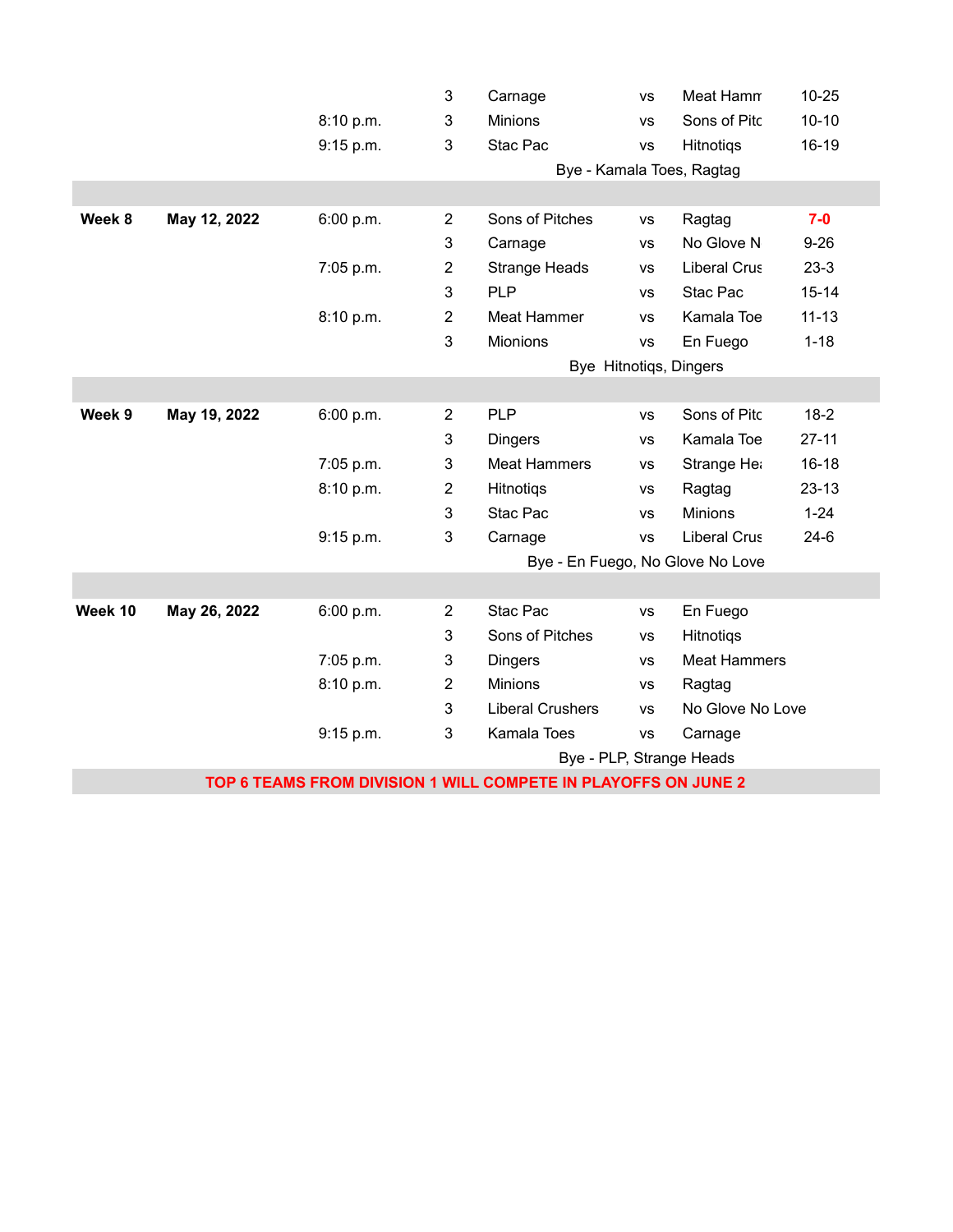| | | | | | | | |
|---|---|---|---|---|---|---|---|
| | | | 3 | Carnage | vs | Meat Hamm | 10-25 |
| | | 8:10 p.m. | 3 | Minions | vs | Sons of Pitc | 10-10 |
| | | 9:15 p.m. | 3 | Stac Pac | vs | Hitnotiqs | 16-19 |
| | | | | Bye - Kamala Toes, Ragtag | | | |
| | | | | | | | |
| **Week 8** | **May 12, 2022** | 6:00 p.m. | 2 | Sons of Pitches | vs | Ragtag | **7-0** |
| | | | 3 | Carnage | vs | No Glove N | 9-26 |
| | | 7:05 p.m. | 2 | Strange Heads | vs | Liberal Crus | 23-3 |
| | | | 3 | PLP | vs | Stac Pac | 15-14 |
| | | 8:10 p.m. | 2 | Meat Hammer | vs | Kamala Toe | 11-13 |
| | | | 3 | Mionions | vs | En Fuego | 1-18 |
| | | | | Bye Hitnotiqs, Dingers | | | |
| | | | | | | | |
| **Week 9** | **May 19, 2022** | 6:00 p.m. | 2 | PLP | vs | Sons of Pitc | 18-2 |
| | | | 3 | Dingers | vs | Kamala Toe | 27-11 |
| | | 7:05 p.m. | 3 | Meat Hammers | vs | Strange Hea | 16-18 |
| | | 8:10 p.m. | 2 | Hitnotiqs | vs | Ragtag | 23-13 |
| | | | 3 | Stac Pac | vs | Minions | 1-24 |
| | | 9:15 p.m. | 3 | Carnage | vs | Liberal Crus | 24-6 |
| | | | | Bye - En Fuego, No Glove No Love | | | |
| | | | | | | | |
| **Week 10** | **May 26, 2022** | 6:00 p.m. | 2 | Stac Pac | vs | En Fuego | |
| | | | 3 | Sons of Pitches | vs | Hitnotiqs | |
| | | 7:05 p.m. | 3 | Dingers | vs | Meat Hammers | |
| | | 8:10 p.m. | 2 | Minions | vs | Ragtag | |
| | | | 3 | Liberal Crushers | vs | No Glove No Love | |
| | | 9:15 p.m. | 3 | Kamala Toes | vs | Carnage | |
| | | | | Bye - PLP, Strange Heads | | | |

**TOP 6 TEAMS FROM DIVISION 1 WILL COMPETE IN PLAYOFFS ON JUNE 2**